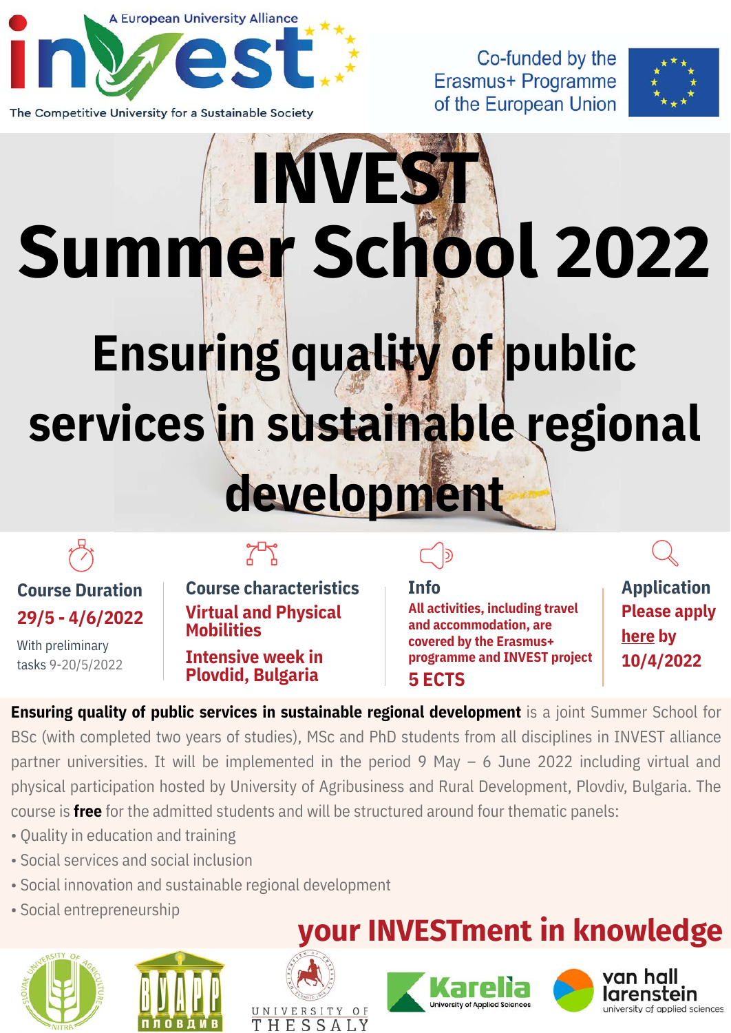A European University Alliance

# invest

The Competitive University for a Sustainable Society

Co-funded by the Erasmus+ Programme of the European Union

# INVEST Summer School 2022

## Ensuring quality of public services in sustainable regional development

### Course Duration

**29/5 - 4/6/2022**

With preliminary tasks 9-20/5/2022

### Course characteristics

**Virtual and Physical Mobilities**

**Intensive week in Plovdiv, Bulgaria**

### Info

**All activities, including travel and accommodation, are covered by the Erasmus+ programme and INVEST project**

**5 ECTS**

### Application

**Please apply here by 10/4/2022**

**Ensuring quality of public services in sustainable regional development** is a joint Summer School for BSc (with completed two years of studies), MSc and PhD students from all disciplines in INVEST alliance partner universities. It will be implemented in the period 9 May – 6 June 2022 including virtual and physical participation hosted by University of Agribusiness and Rural Development, Plovdiv, Bulgaria. The course is **free** for the admitted students and will be structured around four thematic panels:

- Quality in education and training
- Social services and social inclusion
- Social innovation and sustainable regional development
- Social entrepreneurship

**your INVESTment in knowledge**

Slovak University of Agriculture Nitra · ВУАРР Пловдив · University of Thessaly · Karelia University of Applied Sciences · van hall larenstein university of applied sciences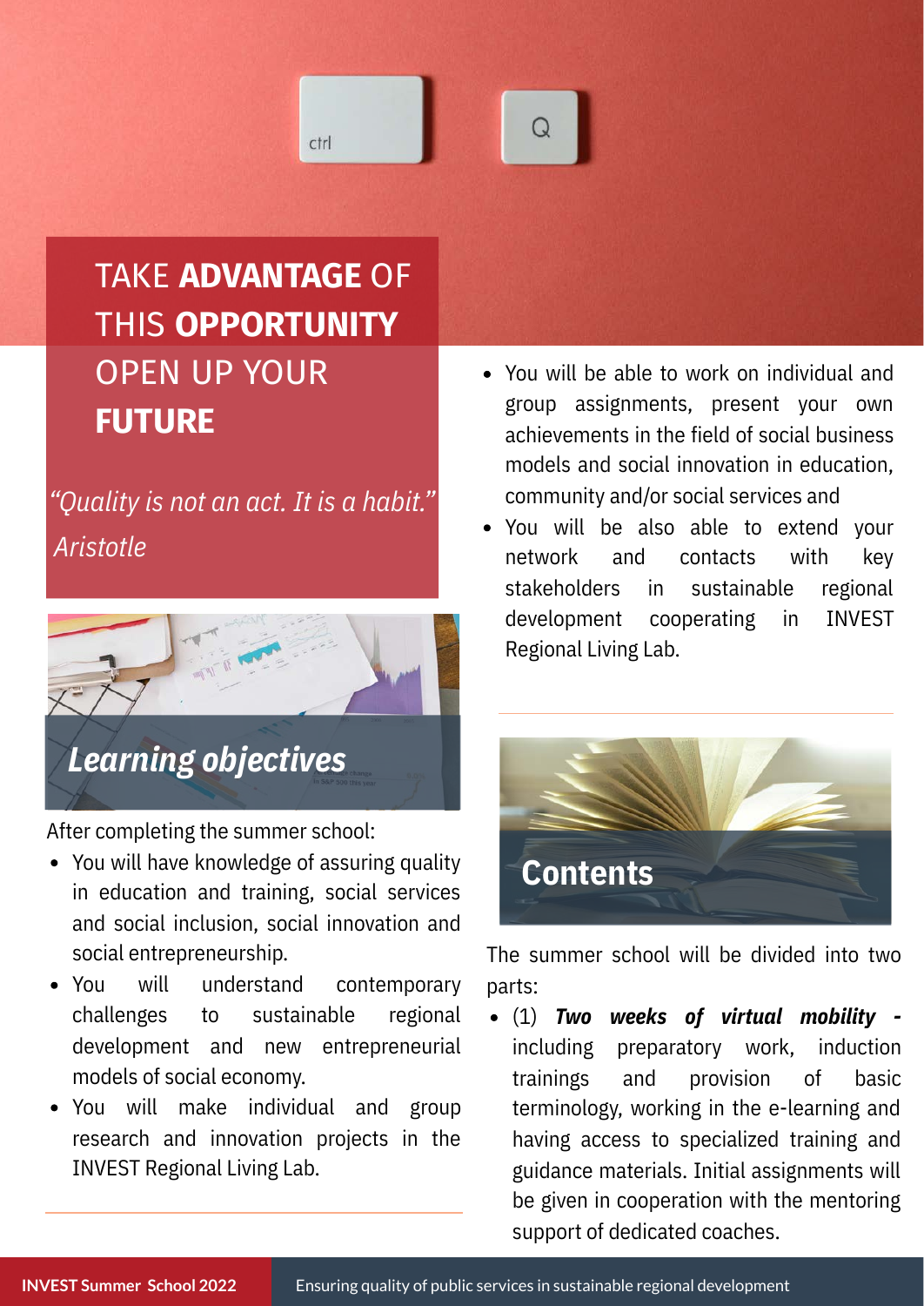# TAKE **ADVANTAGE** OF THIS **OPPORTUNITY** OPEN UP YOUR **FUTURE**

*"Quality is not an act. It is a habit."*
*Aristotle*

## *Learning objectives*

After completing the summer school:

- You will have knowledge of assuring quality in education and training, social services and social inclusion, social innovation and social entrepreneurship.
- You will understand contemporary challenges to sustainable regional development and new entrepreneurial models of social economy.
- You will make individual and group research and innovation projects in the INVEST Regional Living Lab.
- You will be able to work on individual and group assignments, present your own achievements in the field of social business models and social innovation in education, community and/or social services and
- You will be also able to extend your network and contacts with key stakeholders in sustainable regional development cooperating in INVEST Regional Living Lab.

## Contents

The summer school will be divided into two parts:

- (1) ***Two weeks of virtual mobility -*** including preparatory work, induction trainings and provision of basic terminology, working in the e-learning and having access to specialized training and guidance materials. Initial assignments will be given in cooperation with the mentoring support of dedicated coaches.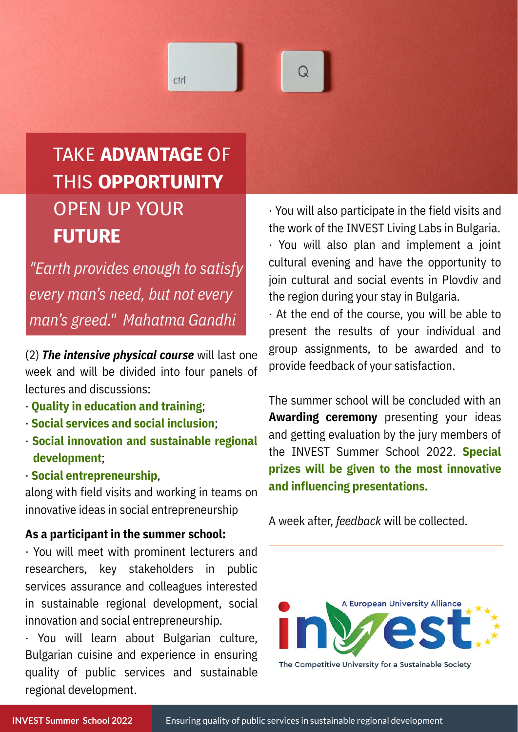# TAKE **ADVANTAGE** OF THIS **OPPORTUNITY** OPEN UP YOUR **FUTURE**

*"Earth provides enough to satisfy every man's need, but not every man's greed." Mahatma Gandhi*

(2) ***The intensive physical course*** will last one week and will be divided into four panels of lectures and discussions:

- **Quality in education and training**;
- **Social services and social inclusion**;
- **Social innovation and sustainable regional development**;
- **Social entrepreneurship**,

along with field visits and working in teams on innovative ideas in social entrepreneurship

**As a participant in the summer school:**

- You will meet with prominent lecturers and researchers, key stakeholders in public services assurance and colleagues interested in sustainable regional development, social innovation and social entrepreneurship.
- You will learn about Bulgarian culture, Bulgarian cuisine and experience in ensuring quality of public services and sustainable regional development.
- You will also participate in the field visits and the work of the INVEST Living Labs in Bulgaria.
- You will also plan and implement a joint cultural evening and have the opportunity to join cultural and social events in Plovdiv and the region during your stay in Bulgaria.
- At the end of the course, you will be able to present the results of your individual and group assignments, to be awarded and to provide feedback of your satisfaction.

The summer school will be concluded with an **Awarding ceremony** presenting your ideas and getting evaluation by the jury members of the INVEST Summer School 2022. **Special prizes will be given to the most innovative and influencing presentations.**

A week after, *feedback* will be collected.

A European University Alliance
invest
The Competitive University for a Sustainable Society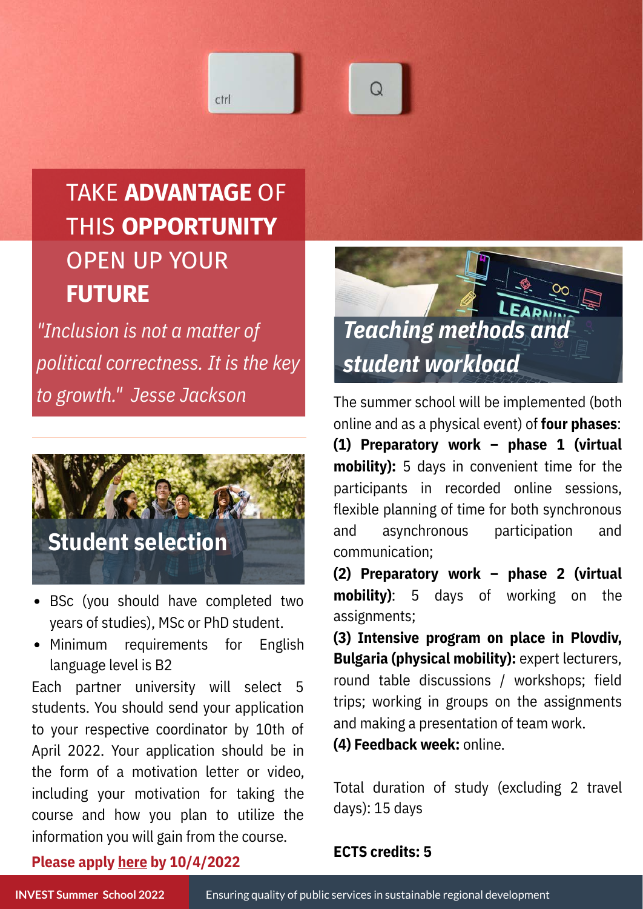# TAKE **ADVANTAGE** OF THIS **OPPORTUNITY** OPEN UP YOUR **FUTURE**

*"Inclusion is not a matter of political correctness. It is the key to growth." Jesse Jackson*

## Student selection

- BSc (you should have completed two years of studies), MSc or PhD student.
- Minimum requirements for English language level is B2

Each partner university will select 5 students. You should send your application to your respective coordinator by 10th of April 2022. Your application should be in the form of a motivation letter or video, including your motivation for taking the course and how you plan to utilize the information you will gain from the course.

**Please apply here by 10/4/2022**

## *Teaching methods and student workload*

The summer school will be implemented (both online and as a physical event) of **four phases**:

**(1) Preparatory work – phase 1 (virtual mobility):** 5 days in convenient time for the participants in recorded online sessions, flexible planning of time for both synchronous and asynchronous participation and communication;

**(2) Preparatory work – phase 2 (virtual mobility)**: 5 days of working on the assignments;

**(3) Intensive program on place in Plovdiv, Bulgaria (physical mobility):** expert lecturers, round table discussions / workshops; field trips; working in groups on the assignments and making a presentation of team work.

**(4) Feedback week:** online.

Total duration of study (excluding 2 travel days): 15 days

**ECTS credits: 5**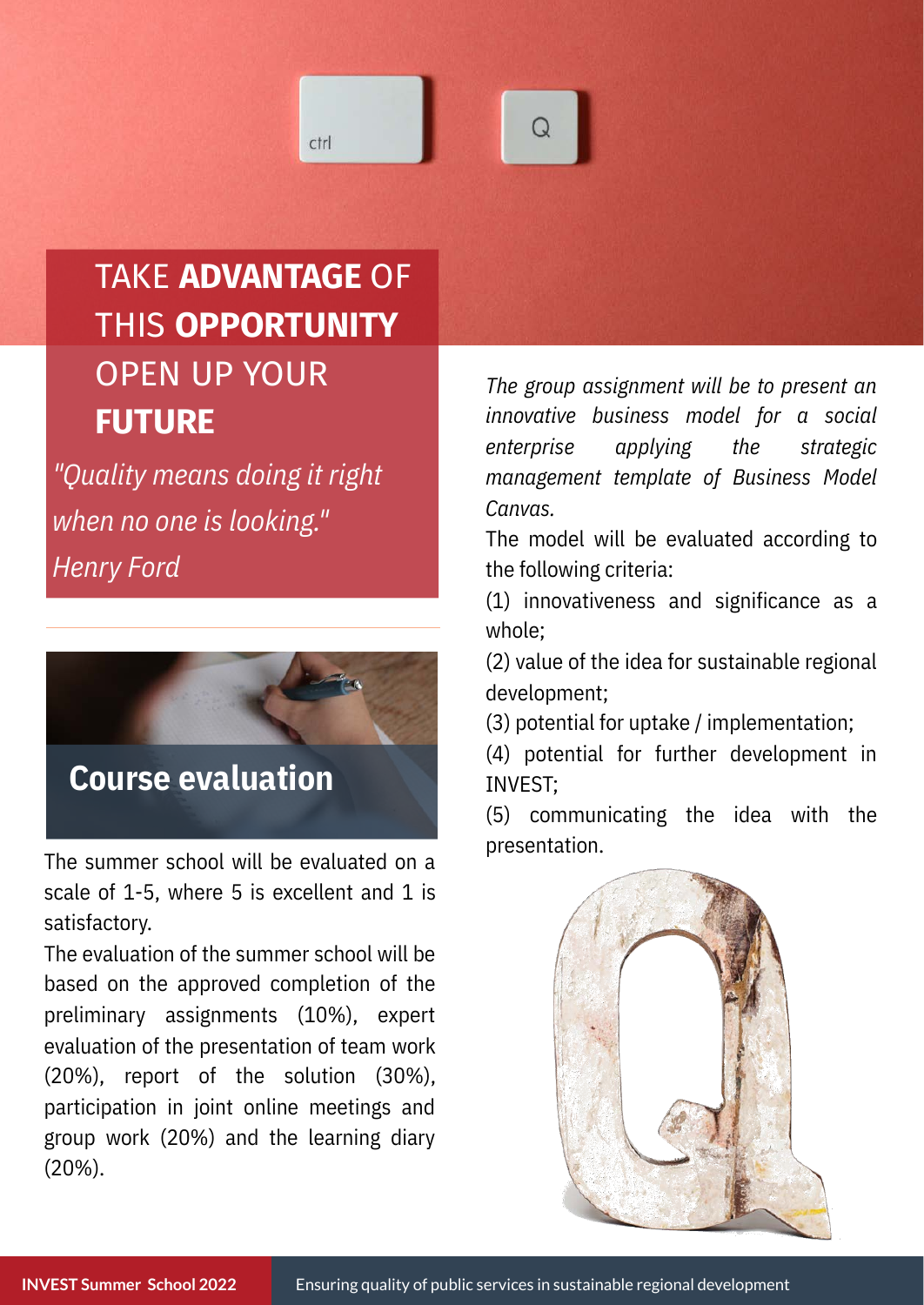# TAKE **ADVANTAGE** OF THIS **OPPORTUNITY** OPEN UP YOUR **FUTURE**

*"Quality means doing it right when no one is looking."*
*Henry Ford*

## Course evaluation

The summer school will be evaluated on a scale of 1-5, where 5 is excellent and 1 is satisfactory.

The evaluation of the summer school will be based on the approved completion of the preliminary assignments (10%), expert evaluation of the presentation of team work (20%), report of the solution (30%), participation in joint online meetings and group work (20%) and the learning diary (20%).

*The group assignment will be to present an innovative business model for a social enterprise applying the strategic management template of Business Model Canvas.*

The model will be evaluated according to the following criteria:

(1) innovativeness and significance as a whole;

(2) value of the idea for sustainable regional development;

(3) potential for uptake / implementation;

(4) potential for further development in INVEST;

(5) communicating the idea with the presentation.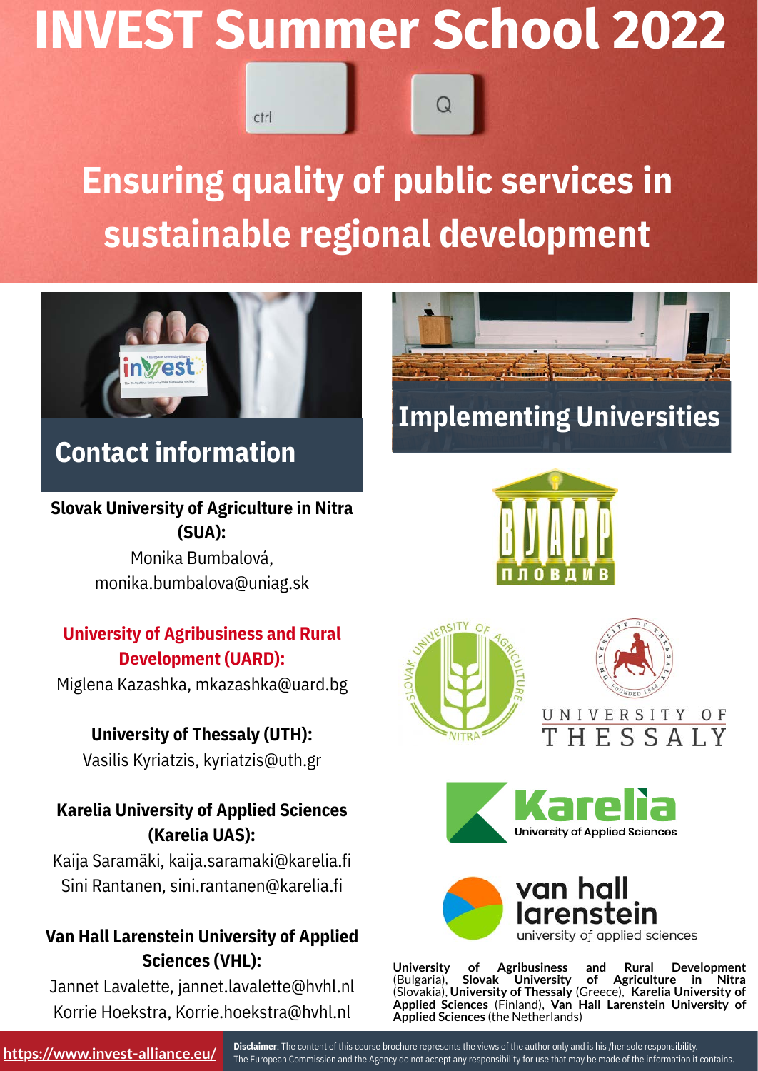# INVEST Summer School 2022

## Ensuring quality of public services in sustainable regional development

## Contact information

**Slovak University of Agriculture in Nitra (SUA):**
Monika Bumbalová, monika.bumbalova@uniag.sk

**University of Agribusiness and Rural Development (UARD):**
Miglena Kazashka, mkazashka@uard.bg

**University of Thessaly (UTH):**
Vasilis Kyriatzis, kyriatzis@uth.gr

**Karelia University of Applied Sciences (Karelia UAS):**
Kaija Saramäki, kaija.saramaki@karelia.fi
Sini Rantanen, sini.rantanen@karelia.fi

**Van Hall Larenstein University of Applied Sciences (VHL):**
Jannet Lavalette, jannet.lavalette@hvhl.nl
Korrie Hoekstra, Korrie.hoekstra@hvhl.nl

## Implementing Universities

**University of Agribusiness and Rural Development** (Bulgaria), **Slovak University of Agriculture in Nitra** (Slovakia), **University of Thessaly** (Greece), **Karelia University of Applied Sciences** (Finland), **Van Hall Larenstein University of Applied Sciences** (the Netherlands)

https://www.invest-alliance.eu/

**Disclaimer**: The content of this course brochure represents the views of the author only and is his /her sole responsibility. The European Commission and the Agency do not accept any responsibility for use that may be made of the information it contains.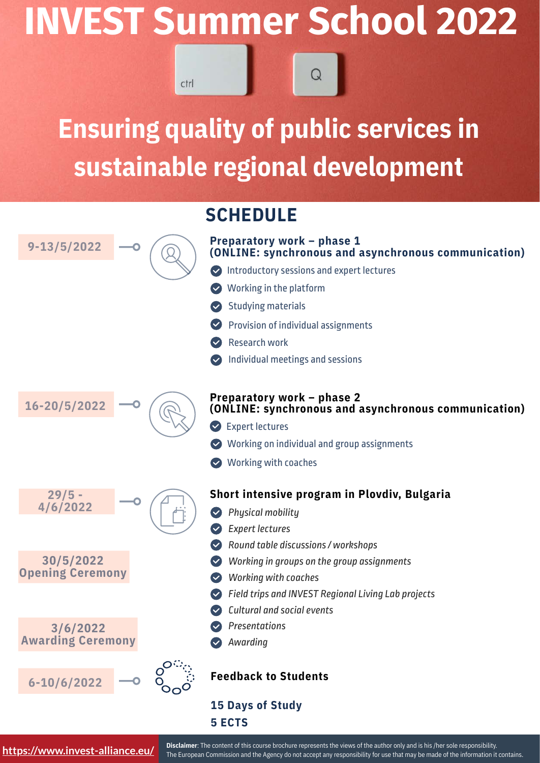# INVEST Summer School 2022

## Ensuring quality of public services in sustainable regional development

## SCHEDULE

**9-13/5/2022**

### Preparatory work – phase 1 (ONLINE: synchronous and asynchronous communication)

- Introductory sessions and expert lectures
- Working in the platform
- Studying materials
- Provision of individual assignments
- Research work
- Individual meetings and sessions

**16-20/5/2022**

### Preparatory work – phase 2 (ONLINE: synchronous and asynchronous communication)

- Expert lectures
- Working on individual and group assignments
- Working with coaches

**29/5 - 4/6/2022**

**30/5/2022 Opening Ceremony**

**3/6/2022 Awarding Ceremony**

### Short intensive program in Plovdiv, Bulgaria

- *Physical mobility*
- *Expert lectures*
- *Round table discussions / workshops*
- *Working in groups on the group assignments*
- *Working with coaches*
- *Field trips and INVEST Regional Living Lab projects*
- *Cultural and social events*
- *Presentations*
- *Awarding*

**6-10/6/2022**

### Feedback to Students

**15 Days of Study**
**5 ECTS**

https://www.invest-alliance.eu/

**Disclaimer**: The content of this course brochure represents the views of the author only and is his /her sole responsibility. The European Commission and the Agency do not accept any responsibility for use that may be made of the information it contains.